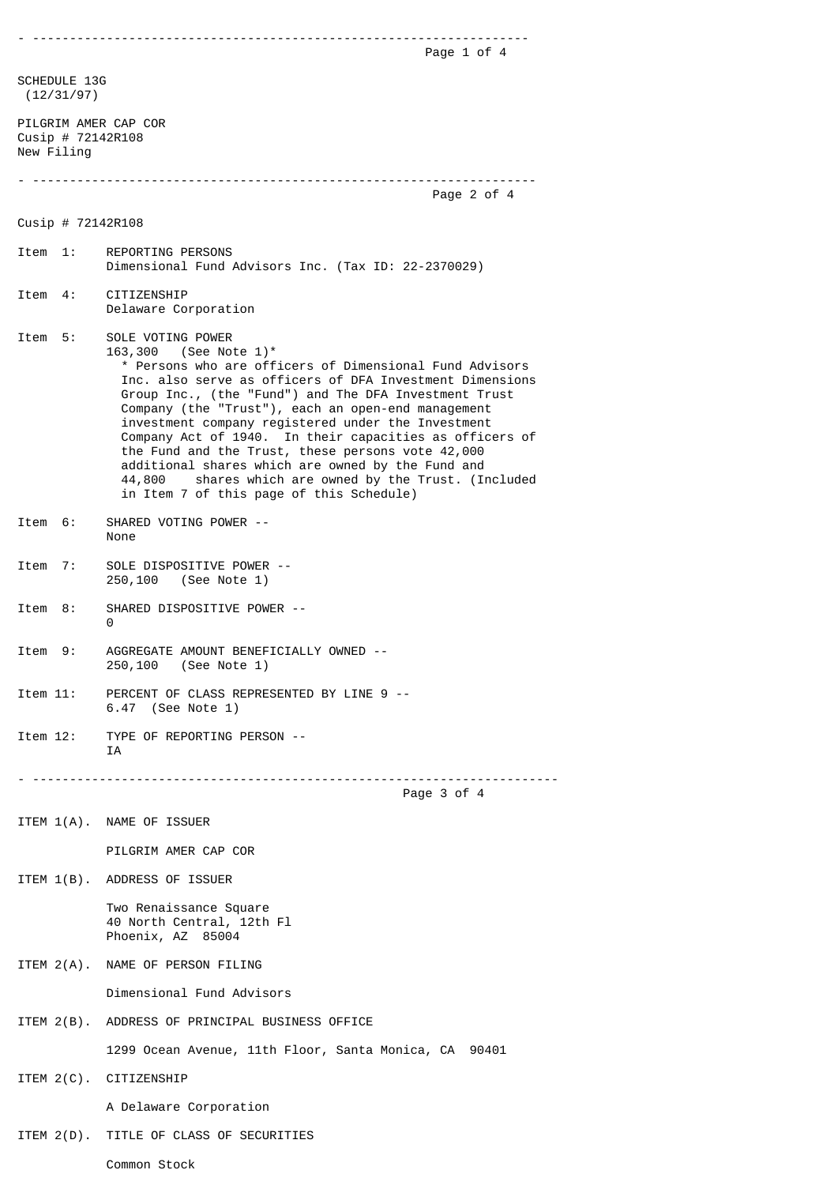SCHEDULE 13G
(12/31/97)

PILGRIM AMER CAP COR
Cusip # 72142R108
New Filing

---

Cusip # 72142R108

Item 1: REPORTING PERSONS
Dimensional Fund Advisors Inc. (Tax ID: 22-2370029)

Item 4: CITIZENSHIP
Delaware Corporation

Item 5: SOLE VOTING POWER
163,300 (See Note 1)*
\* Persons who are officers of Dimensional Fund Advisors Inc. also serve as officers of DFA Investment Dimensions Group Inc., (the "Fund") and The DFA Investment Trust Company (the "Trust"), each an open-end management investment company registered under the Investment Company Act of 1940. In their capacities as officers of the Fund and the Trust, these persons vote 42,000 additional shares which are owned by the Fund and 44,800 shares which are owned by the Trust. (Included in Item 7 of this page of this Schedule)

Item 6: SHARED VOTING POWER --
None

Item 7: SOLE DISPOSITIVE POWER --
250,100 (See Note 1)

Item 8: SHARED DISPOSITIVE POWER --
0

Item 9: AGGREGATE AMOUNT BENEFICIALLY OWNED --
250,100 (See Note 1)

Item 11: PERCENT OF CLASS REPRESENTED BY LINE 9 --
6.47 (See Note 1)

Item 12: TYPE OF REPORTING PERSON --
IA

---

ITEM 1(A). NAME OF ISSUER

PILGRIM AMER CAP COR

ITEM 1(B). ADDRESS OF ISSUER

Two Renaissance Square
40 North Central, 12th Fl
Phoenix, AZ 85004

ITEM 2(A). NAME OF PERSON FILING

Dimensional Fund Advisors

ITEM 2(B). ADDRESS OF PRINCIPAL BUSINESS OFFICE

1299 Ocean Avenue, 11th Floor, Santa Monica, CA 90401

ITEM 2(C). CITIZENSHIP

A Delaware Corporation

ITEM 2(D). TITLE OF CLASS OF SECURITIES

Common Stock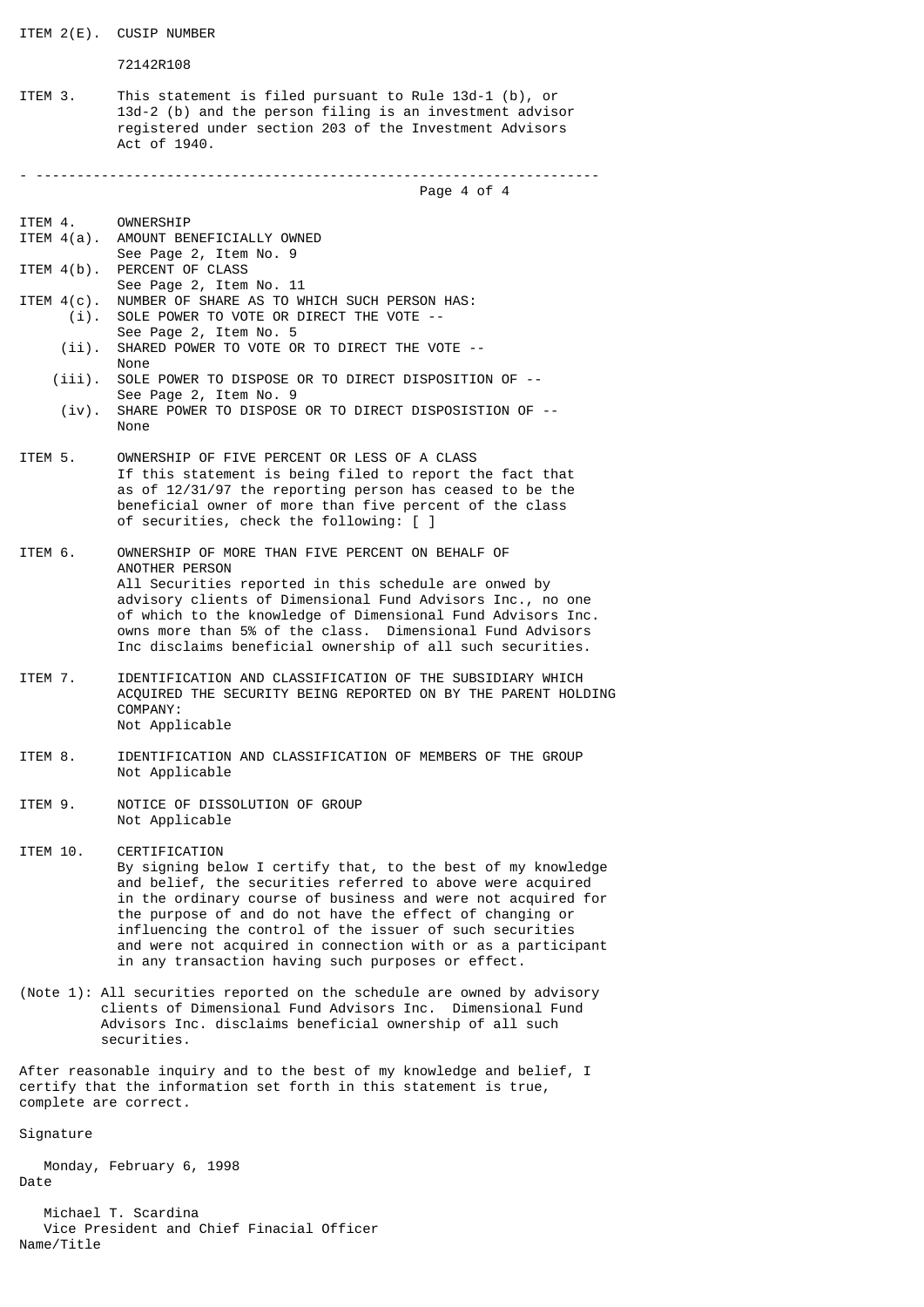ITEM 2(E). CUSIP NUMBER

72142R108

ITEM 3. This statement is filed pursuant to Rule 13d-1 (b), or 13d-2 (b) and the person filing is an investment advisor registered under section 203 of the Investment Advisors Act of 1940.

---

ITEM 4. OWNERSHIP

ITEM 4(a). AMOUNT BENEFICIALLY OWNED
See Page 2, Item No. 9

ITEM 4(b). PERCENT OF CLASS
See Page 2, Item No. 11

ITEM 4(c). NUMBER OF SHARE AS TO WHICH SUCH PERSON HAS:

(i). SOLE POWER TO VOTE OR DIRECT THE VOTE --
See Page 2, Item No. 5

(ii). SHARED POWER TO VOTE OR TO DIRECT THE VOTE --
None

(iii). SOLE POWER TO DISPOSE OR TO DIRECT DISPOSITION OF --
See Page 2, Item No. 9

(iv). SHARE POWER TO DISPOSE OR TO DIRECT DISPOSISTION OF --
None

ITEM 5. OWNERSHIP OF FIVE PERCENT OR LESS OF A CLASS
If this statement is being filed to report the fact that as of 12/31/97 the reporting person has ceased to be the beneficial owner of more than five percent of the class of securities, check the following: [ ]

ITEM 6. OWNERSHIP OF MORE THAN FIVE PERCENT ON BEHALF OF ANOTHER PERSON
All Securities reported in this schedule are onwed by advisory clients of Dimensional Fund Advisors Inc., no one of which to the knowledge of Dimensional Fund Advisors Inc. owns more than 5% of the class. Dimensional Fund Advisors Inc disclaims beneficial ownership of all such securities.

ITEM 7. IDENTIFICATION AND CLASSIFICATION OF THE SUBSIDIARY WHICH ACQUIRED THE SECURITY BEING REPORTED ON BY THE PARENT HOLDING COMPANY:
Not Applicable

ITEM 8. IDENTIFICATION AND CLASSIFICATION OF MEMBERS OF THE GROUP
Not Applicable

ITEM 9. NOTICE OF DISSOLUTION OF GROUP
Not Applicable

ITEM 10. CERTIFICATION
By signing below I certify that, to the best of my knowledge and belief, the securities referred to above were acquired in the ordinary course of business and were not acquired for the purpose of and do not have the effect of changing or influencing the control of the issuer of such securities and were not acquired in connection with or as a participant in any transaction having such purposes or effect.

(Note 1): All securities reported on the schedule are owned by advisory clients of Dimensional Fund Advisors Inc. Dimensional Fund Advisors Inc. disclaims beneficial ownership of all such securities.

After reasonable inquiry and to the best of my knowledge and belief, I certify that the information set forth in this statement is true, complete are correct.

Signature

Monday, February 6, 1998
Date

Michael T. Scardina
Vice President and Chief Finacial Officer
Name/Title